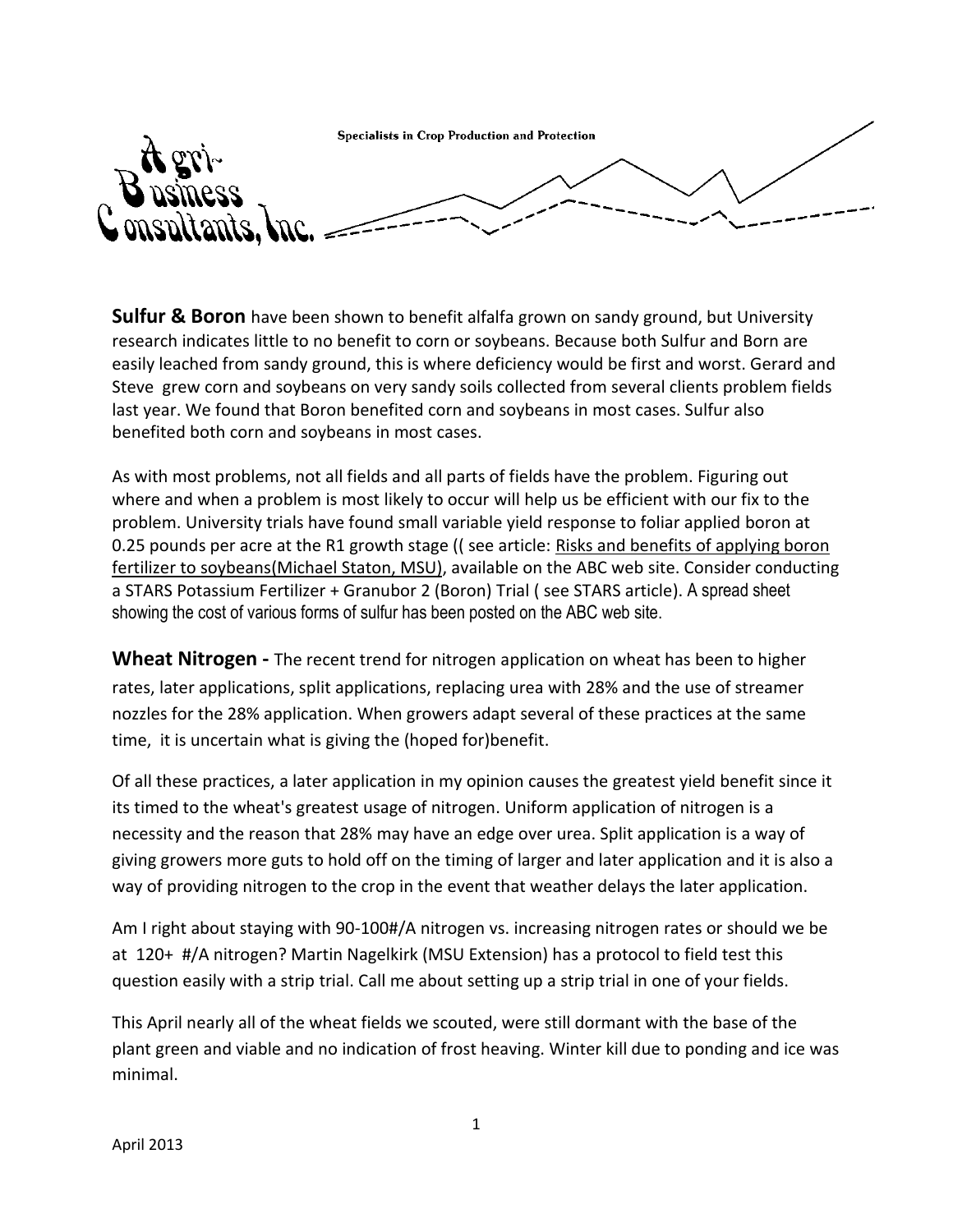Agri-Business Consultants, Inc.

Specialists in Crop Production and Protection

**Sulfur & Boron** have been shown to benefit alfalfa grown on sandy ground, but University research indicates little to no benefit to corn or soybeans. Because both Sulfur and Born are easily leached from sandy ground, this is where deficiency would be first and worst. Gerard and Steve grew corn and soybeans on very sandy soils collected from several clients problem fields last year. We found that Boron benefited corn and soybeans in most cases. Sulfur also benefited both corn and soybeans in most cases.

As with most problems, not all fields and all parts of fields have the problem. Figuring out where and when a problem is most likely to occur will help us be efficient with our fix to the problem. University trials have found small variable yield response to foliar applied boron at 0.25 pounds per acre at the R1 growth stage (( see article: Risks and benefits of applying boron fertilizer to soybeans(Michael Staton, MSU), available on the ABC web site. Consider conducting a STARS Potassium Fertilizer + Granubor 2 (Boron) Trial ( see STARS article). A spread sheet showing the cost of various forms of sulfur has been posted on the ABC web site.

**Wheat Nitrogen -** The recent trend for nitrogen application on wheat has been to higher rates, later applications, split applications, replacing urea with 28% and the use of streamer nozzles for the 28% application. When growers adapt several of these practices at the same time, it is uncertain what is giving the (hoped for)benefit.

Of all these practices, a later application in my opinion causes the greatest yield benefit since it its timed to the wheat's greatest usage of nitrogen. Uniform application of nitrogen is a necessity and the reason that 28% may have an edge over urea. Split application is a way of giving growers more guts to hold off on the timing of larger and later application and it is also a way of providing nitrogen to the crop in the event that weather delays the later application.

Am I right about staying with 90-100#/A nitrogen vs. increasing nitrogen rates or should we be at 120+ #/A nitrogen? Martin Nagelkirk (MSU Extension) has a protocol to field test this question easily with a strip trial. Call me about setting up a strip trial in one of your fields.

This April nearly all of the wheat fields we scouted, were still dormant with the base of the plant green and viable and no indication of frost heaving. Winter kill due to ponding and ice was minimal.

April 2013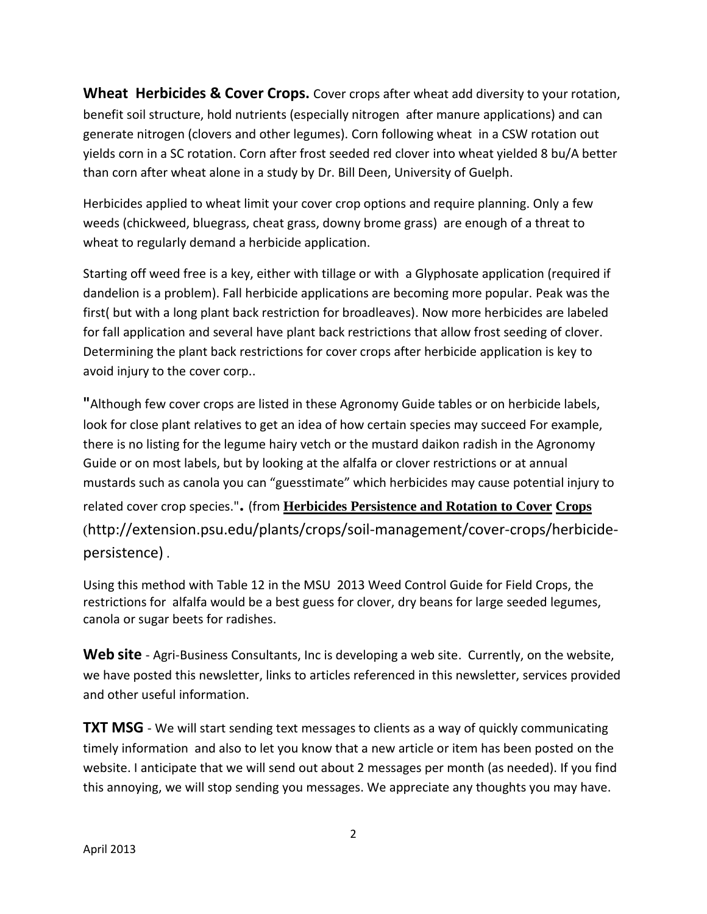**Wheat Herbicides & Cover Crops.** Cover crops after wheat add diversity to your rotation, benefit soil structure, hold nutrients (especially nitrogen after manure applications) and can generate nitrogen (clovers and other legumes). Corn following wheat in a CSW rotation out yields corn in a SC rotation. Corn after frost seeded red clover into wheat yielded 8 bu/A better than corn after wheat alone in a study by Dr. Bill Deen, University of Guelph.

Herbicides applied to wheat limit your cover crop options and require planning. Only a few weeds (chickweed, bluegrass, cheat grass, downy brome grass) are enough of a threat to wheat to regularly demand a herbicide application.

Starting off weed free is a key, either with tillage or with a Glyphosate application (required if dandelion is a problem). Fall herbicide applications are becoming more popular. Peak was the first( but with a long plant back restriction for broadleaves). Now more herbicides are labeled for fall application and several have plant back restrictions that allow frost seeding of clover. Determining the plant back restrictions for cover crops after herbicide application is key to avoid injury to the cover corp..

"Although few cover crops are listed in these Agronomy Guide tables or on herbicide labels, look for close plant relatives to get an idea of how certain species may succeed For example, there is no listing for the legume hairy vetch or the mustard daikon radish in the Agronomy Guide or on most labels, but by looking at the alfalfa or clover restrictions or at annual mustards such as canola you can "guesstimate" which herbicides may cause potential injury to related cover crop species.". (from **Herbicides Persistence and Rotation to Cover Crops** (http://extension.psu.edu/plants/crops/soil-management/cover-crops/herbicide-persistence) .

Using this method with Table 12 in the MSU 2013 Weed Control Guide for Field Crops, the restrictions for alfalfa would be a best guess for clover, dry beans for large seeded legumes, canola or sugar beets for radishes.

**Web site** - Agri-Business Consultants, Inc is developing a web site. Currently, on the website, we have posted this newsletter, links to articles referenced in this newsletter, services provided and other useful information.

**TXT MSG** - We will start sending text messages to clients as a way of quickly communicating timely information and also to let you know that a new article or item has been posted on the website. I anticipate that we will send out about 2 messages per month (as needed). If you find this annoying, we will stop sending you messages. We appreciate any thoughts you may have.

April 2013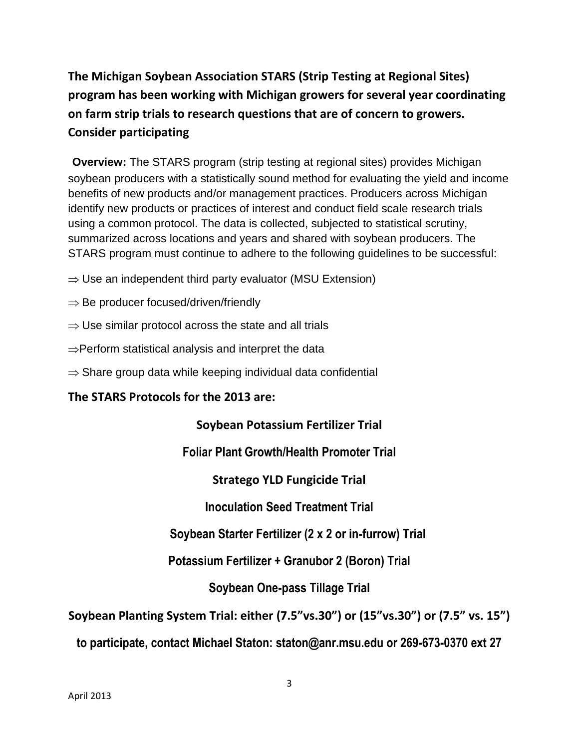**The Michigan Soybean Association STARS (Strip Testing at Regional Sites) program has been working with Michigan growers for several year coordinating on farm strip trials to research questions that are of concern to growers. Consider participating**

**Overview:** The STARS program (strip testing at regional sites) provides Michigan soybean producers with a statistically sound method for evaluating the yield and income benefits of new products and/or management practices. Producers across Michigan identify new products or practices of interest and conduct field scale research trials using a common protocol. The data is collected, subjected to statistical scrutiny, summarized across locations and years and shared with soybean producers. The STARS program must continue to adhere to the following guidelines to be successful:

⇒ Use an independent third party evaluator (MSU Extension)

⇒ Be producer focused/driven/friendly

⇒ Use similar protocol across the state and all trials

⇒ Perform statistical analysis and interpret the data

⇒ Share group data while keeping individual data confidential

**The STARS Protocols for the 2013 are:**

**Soybean Potassium Fertilizer Trial**

**Foliar Plant Growth/Health Promoter Trial**

**Stratego YLD Fungicide Trial**

**Inoculation Seed Treatment Trial**

**Soybean Starter Fertilizer (2 x 2 or in-furrow) Trial**

**Potassium Fertilizer + Granubor 2 (Boron) Trial**

**Soybean One-pass Tillage Trial**

**Soybean Planting System Trial: either (7.5"vs.30") or (15"vs.30") or (7.5" vs. 15")**

**to participate, contact Michael Staton: staton@anr.msu.edu or 269-673-0370 ext 27**

April 2013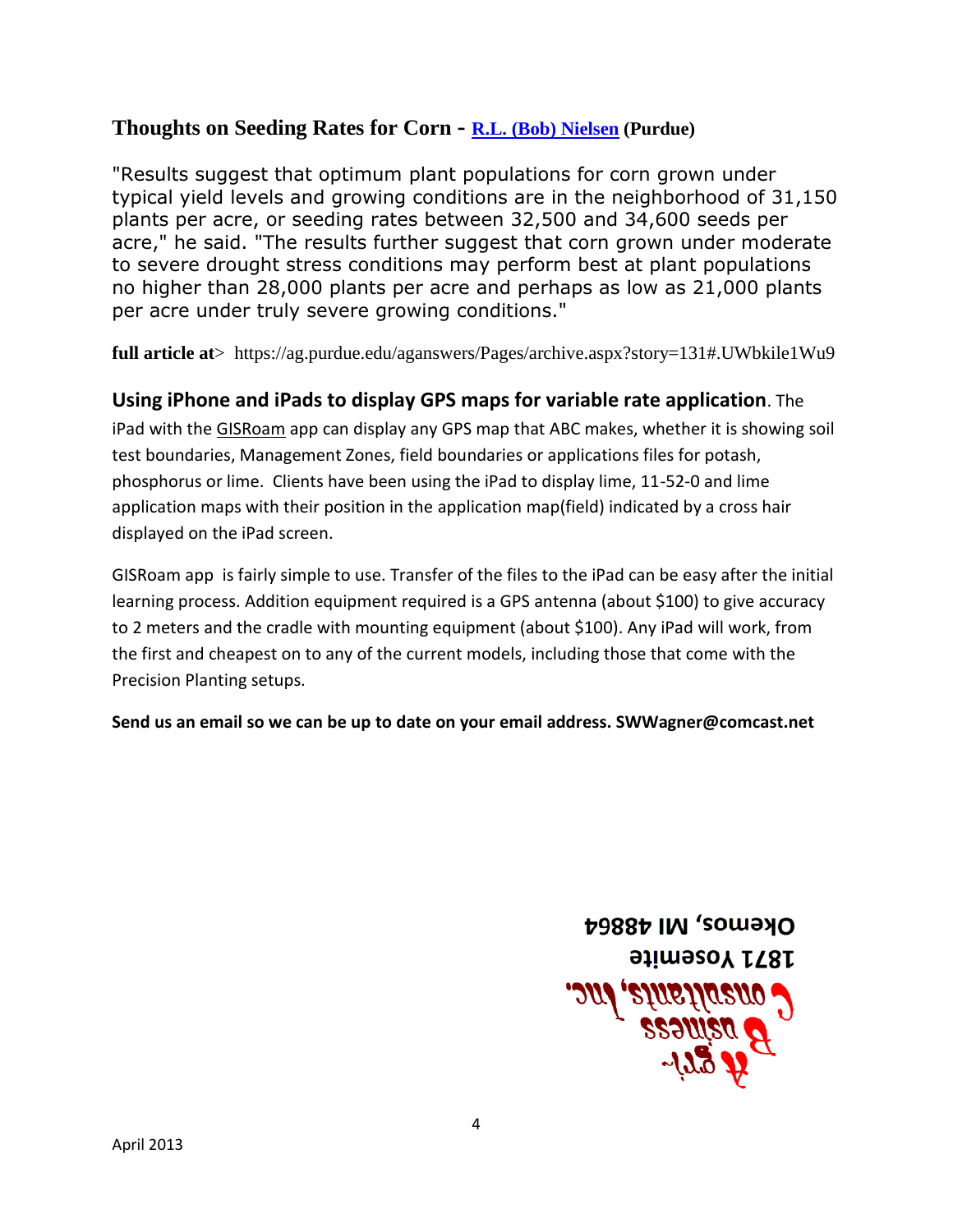## Thoughts on Seeding Rates for Corn - R.L. (Bob) Nielsen (Purdue)

"Results suggest that optimum plant populations for corn grown under typical yield levels and growing conditions are in the neighborhood of 31,150 plants per acre, or seeding rates between 32,500 and 34,600 seeds per acre," he said. "The results further suggest that corn grown under moderate to severe drought stress conditions may perform best at plant populations no higher than 28,000 plants per acre and perhaps as low as 21,000 plants per acre under truly severe growing conditions."

**full article at**> https://ag.purdue.edu/aganswers/Pages/archive.aspx?story=131#.UWbkile1Wu9

**Using iPhone and iPads to display GPS maps for variable rate application**. The iPad with the GISRoam app can display any GPS map that ABC makes, whether it is showing soil test boundaries, Management Zones, field boundaries or applications files for potash, phosphorus or lime. Clients have been using the iPad to display lime, 11-52-0 and lime application maps with their position in the application map(field) indicated by a cross hair displayed on the iPad screen.

GISRoam app is fairly simple to use. Transfer of the files to the iPad can be easy after the initial learning process. Addition equipment required is a GPS antenna (about $100) to give accuracy to 2 meters and the cradle with mounting equipment (about $100). Any iPad will work, from the first and cheapest on to any of the current models, including those that come with the Precision Planting setups.

**Send us an email so we can be up to date on your email address. SWWagner@comcast.net**

Agri-Business Consultants, Inc.
1871 Yosemite
Okemos, MI 48864

April 2013